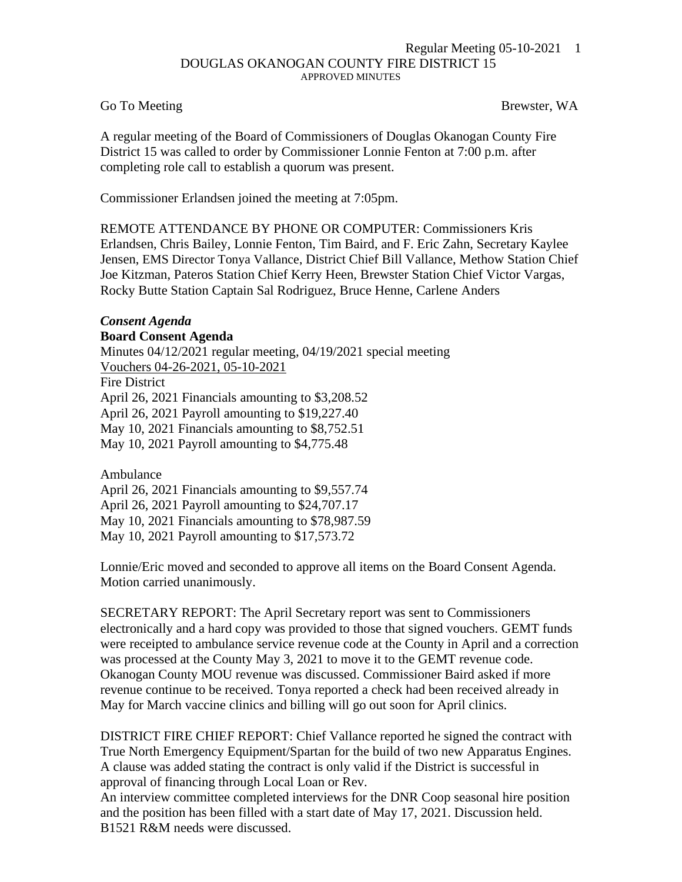DOUGLAS OKANOGAN COUNTY FIRE DISTRICT 15

APPROVED MINUTES

Go To Meeting Brewster, WA

A regular meeting of the Board of Commissioners of Douglas Okanogan County Fire District 15 was called to order by Commissioner Lonnie Fenton at 7:00 p.m. after completing role call to establish a quorum was present.

Commissioner Erlandsen joined the meeting at 7:05pm.

REMOTE ATTENDANCE BY PHONE OR COMPUTER: Commissioners Kris Erlandsen, Chris Bailey, Lonnie Fenton, Tim Baird, and F. Eric Zahn, Secretary Kaylee Jensen, EMS Director Tonya Vallance, District Chief Bill Vallance, Methow Station Chief Joe Kitzman, Pateros Station Chief Kerry Heen, Brewster Station Chief Victor Vargas, Rocky Butte Station Captain Sal Rodriguez, Bruce Henne, Carlene Anders

***Consent Agenda***

**Board Consent Agenda**

Minutes 04/12/2021 regular meeting, 04/19/2021 special meeting

Vouchers 04-26-2021, 05-10-2021

Fire District

April 26, 2021 Financials amounting to $3,208.52
April 26, 2021 Payroll amounting to $19,227.40
May 10, 2021 Financials amounting to $8,752.51
May 10, 2021 Payroll amounting to $4,775.48

Ambulance

April 26, 2021 Financials amounting to $9,557.74
April 26, 2021 Payroll amounting to $24,707.17
May 10, 2021 Financials amounting to $78,987.59
May 10, 2021 Payroll amounting to $17,573.72

Lonnie/Eric moved and seconded to approve all items on the Board Consent Agenda. Motion carried unanimously.

SECRETARY REPORT: The April Secretary report was sent to Commissioners electronically and a hard copy was provided to those that signed vouchers. GEMT funds were receipted to ambulance service revenue code at the County in April and a correction was processed at the County May 3, 2021 to move it to the GEMT revenue code. Okanogan County MOU revenue was discussed. Commissioner Baird asked if more revenue continue to be received. Tonya reported a check had been received already in May for March vaccine clinics and billing will go out soon for April clinics.

DISTRICT FIRE CHIEF REPORT: Chief Vallance reported he signed the contract with True North Emergency Equipment/Spartan for the build of two new Apparatus Engines. A clause was added stating the contract is only valid if the District is successful in approval of financing through Local Loan or Rev.

An interview committee completed interviews for the DNR Coop seasonal hire position and the position has been filled with a start date of May 17, 2021. Discussion held. B1521 R&M needs were discussed.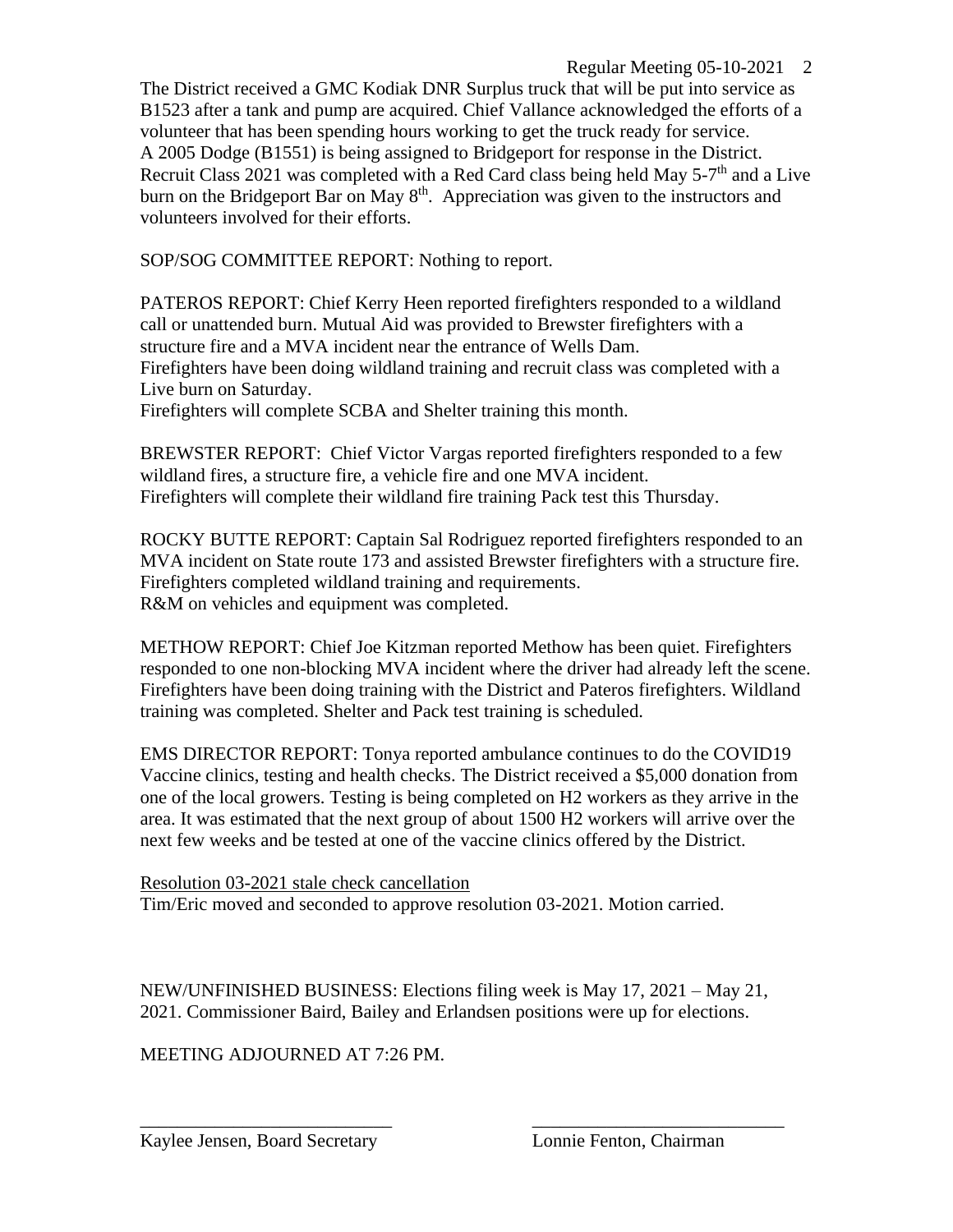The District received a GMC Kodiak DNR Surplus truck that will be put into service as B1523 after a tank and pump are acquired. Chief Vallance acknowledged the efforts of a volunteer that has been spending hours working to get the truck ready for service.
A 2005 Dodge (B1551) is being assigned to Bridgeport for response in the District.
Recruit Class 2021 was completed with a Red Card class being held May 5-7th and a Live burn on the Bridgeport Bar on May 8th. Appreciation was given to the instructors and volunteers involved for their efforts.

SOP/SOG COMMITTEE REPORT: Nothing to report.

PATEROS REPORT: Chief Kerry Heen reported firefighters responded to a wildland call or unattended burn. Mutual Aid was provided to Brewster firefighters with a structure fire and a MVA incident near the entrance of Wells Dam.
Firefighters have been doing wildland training and recruit class was completed with a Live burn on Saturday.
Firefighters will complete SCBA and Shelter training this month.

BREWSTER REPORT: Chief Victor Vargas reported firefighters responded to a few wildland fires, a structure fire, a vehicle fire and one MVA incident.
Firefighters will complete their wildland fire training Pack test this Thursday.

ROCKY BUTTE REPORT: Captain Sal Rodriguez reported firefighters responded to an MVA incident on State route 173 and assisted Brewster firefighters with a structure fire.
Firefighters completed wildland training and requirements.
R&M on vehicles and equipment was completed.

METHOW REPORT: Chief Joe Kitzman reported Methow has been quiet. Firefighters responded to one non-blocking MVA incident where the driver had already left the scene. Firefighters have been doing training with the District and Pateros firefighters. Wildland training was completed. Shelter and Pack test training is scheduled.

EMS DIRECTOR REPORT: Tonya reported ambulance continues to do the COVID19 Vaccine clinics, testing and health checks. The District received a $5,000 donation from one of the local growers. Testing is being completed on H2 workers as they arrive in the area. It was estimated that the next group of about 1500 H2 workers will arrive over the next few weeks and be tested at one of the vaccine clinics offered by the District.

<u>Resolution 03-2021 stale check cancellation</u>
Tim/Eric moved and seconded to approve resolution 03-2021. Motion carried.

NEW/UNFINISHED BUSINESS: Elections filing week is May 17, 2021 – May 21, 2021. Commissioner Baird, Bailey and Erlandsen positions were up for elections.

MEETING ADJOURNED AT 7:26 PM.

_____________________________ _____________________________
Kaylee Jensen, Board Secretary Lonnie Fenton, Chairman